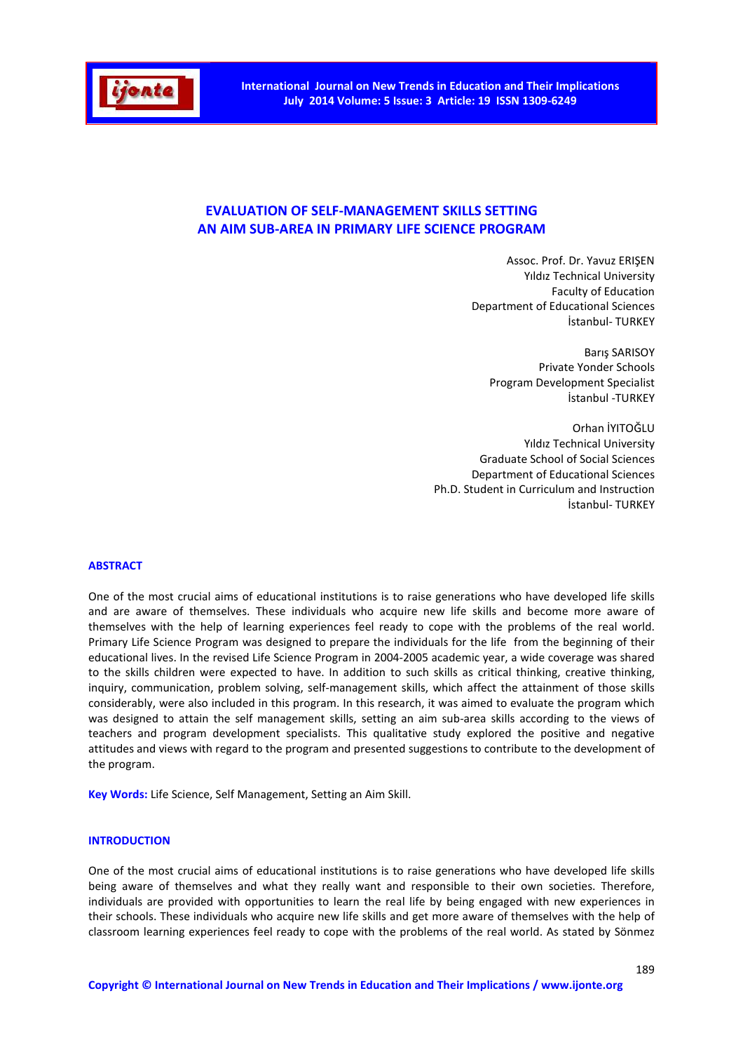# EVALUATION OF SELF-MANAGEMENT SKILLS SETTING AN AIM SUB-AREA IN PRIMARY LIFE SCIENCE PROGRAM

Assoc. Prof. Dr. Yavuz ERIŞEN
Yıldız Technical University
Faculty of Education
Department of Educational Sciences
İstanbul- TURKEY

Barış SARISOY
Private Yonder Schools
Program Development Specialist
İstanbul -TURKEY

Orhan İYITOĞLU
Yıldız Technical University
Graduate School of Social Sciences
Department of Educational Sciences
Ph.D. Student in Curriculum and Instruction
İstanbul- TURKEY

## ABSTRACT

One of the most crucial aims of educational institutions is to raise generations who have developed life skills and are aware of themselves. These individuals who acquire new life skills and become more aware of themselves with the help of learning experiences feel ready to cope with the problems of the real world. Primary Life Science Program was designed to prepare the individuals for the life from the beginning of their educational lives. In the revised Life Science Program in 2004-2005 academic year, a wide coverage was shared to the skills children were expected to have. In addition to such skills as critical thinking, creative thinking, inquiry, communication, problem solving, self-management skills, which affect the attainment of those skills considerably, were also included in this program. In this research, it was aimed to evaluate the program which was designed to attain the self management skills, setting an aim sub-area skills according to the views of teachers and program development specialists. This qualitative study explored the positive and negative attitudes and views with regard to the program and presented suggestions to contribute to the development of the program.

**Key Words:** Life Science, Self Management, Setting an Aim Skill.

## INTRODUCTION

One of the most crucial aims of educational institutions is to raise generations who have developed life skills being aware of themselves and what they really want and responsible to their own societies. Therefore, individuals are provided with opportunities to learn the real life by being engaged with new experiences in their schools. These individuals who acquire new life skills and get more aware of themselves with the help of classroom learning experiences feel ready to cope with the problems of the real world. As stated by Sönmez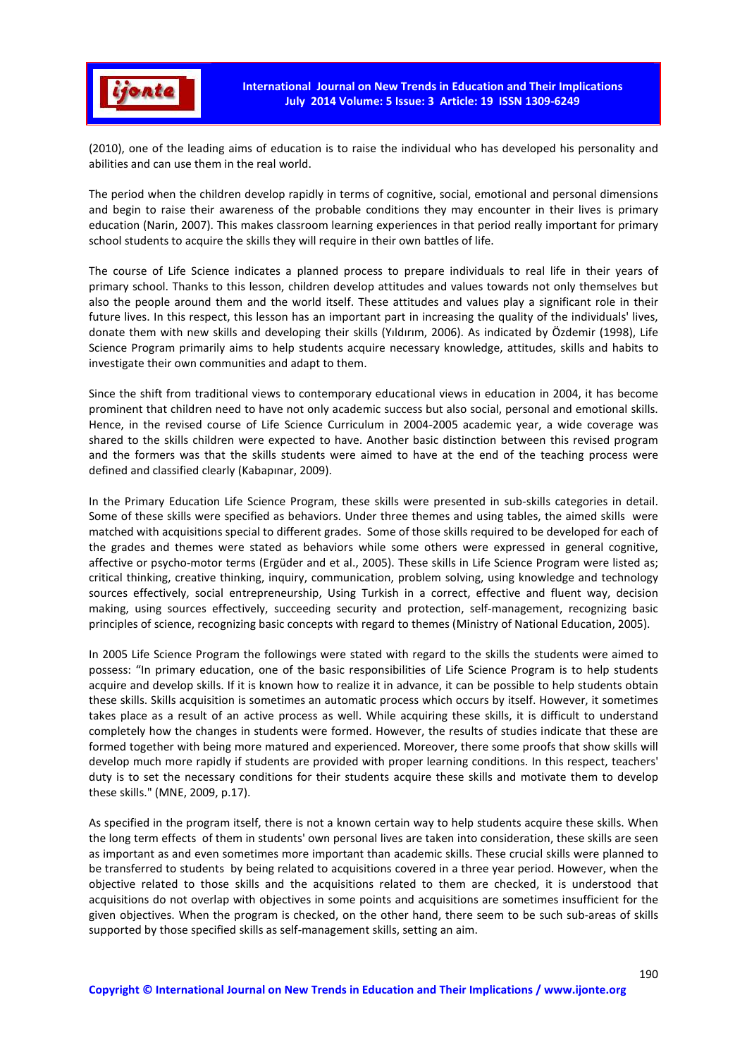(2010), one of the leading aims of education is to raise the individual who has developed his personality and abilities and can use them in the real world.

The period when the children develop rapidly in terms of cognitive, social, emotional and personal dimensions and begin to raise their awareness of the probable conditions they may encounter in their lives is primary education (Narin, 2007). This makes classroom learning experiences in that period really important for primary school students to acquire the skills they will require in their own battles of life.

The course of Life Science indicates a planned process to prepare individuals to real life in their years of primary school. Thanks to this lesson, children develop attitudes and values towards not only themselves but also the people around them and the world itself. These attitudes and values play a significant role in their future lives. In this respect, this lesson has an important part in increasing the quality of the individuals' lives, donate them with new skills and developing their skills (Yıldırım, 2006). As indicated by Özdemir (1998), Life Science Program primarily aims to help students acquire necessary knowledge, attitudes, skills and habits to investigate their own communities and adapt to them.

Since the shift from traditional views to contemporary educational views in education in 2004, it has become prominent that children need to have not only academic success but also social, personal and emotional skills. Hence, in the revised course of Life Science Curriculum in 2004-2005 academic year, a wide coverage was shared to the skills children were expected to have. Another basic distinction between this revised program and the formers was that the skills students were aimed to have at the end of the teaching process were defined and classified clearly (Kabapınar, 2009).

In the Primary Education Life Science Program, these skills were presented in sub-skills categories in detail. Some of these skills were specified as behaviors. Under three themes and using tables, the aimed skills were matched with acquisitions special to different grades. Some of those skills required to be developed for each of the grades and themes were stated as behaviors while some others were expressed in general cognitive, affective or psycho-motor terms (Ergüder and et al., 2005). These skills in Life Science Program were listed as; critical thinking, creative thinking, inquiry, communication, problem solving, using knowledge and technology sources effectively, social entrepreneurship, Using Turkish in a correct, effective and fluent way, decision making, using sources effectively, succeeding security and protection, self-management, recognizing basic principles of science, recognizing basic concepts with regard to themes (Ministry of National Education, 2005).

In 2005 Life Science Program the followings were stated with regard to the skills the students were aimed to possess: "In primary education, one of the basic responsibilities of Life Science Program is to help students acquire and develop skills. If it is known how to realize it in advance, it can be possible to help students obtain these skills. Skills acquisition is sometimes an automatic process which occurs by itself. However, it sometimes takes place as a result of an active process as well. While acquiring these skills, it is difficult to understand completely how the changes in students were formed. However, the results of studies indicate that these are formed together with being more matured and experienced. Moreover, there some proofs that show skills will develop much more rapidly if students are provided with proper learning conditions. In this respect, teachers' duty is to set the necessary conditions for their students acquire these skills and motivate them to develop these skills." (MNE, 2009, p.17).

As specified in the program itself, there is not a known certain way to help students acquire these skills. When the long term effects of them in students' own personal lives are taken into consideration, these skills are seen as important as and even sometimes more important than academic skills. These crucial skills were planned to be transferred to students by being related to acquisitions covered in a three year period. However, when the objective related to those skills and the acquisitions related to them are checked, it is understood that acquisitions do not overlap with objectives in some points and acquisitions are sometimes insufficient for the given objectives. When the program is checked, on the other hand, there seem to be such sub-areas of skills supported by those specified skills as self-management skills, setting an aim.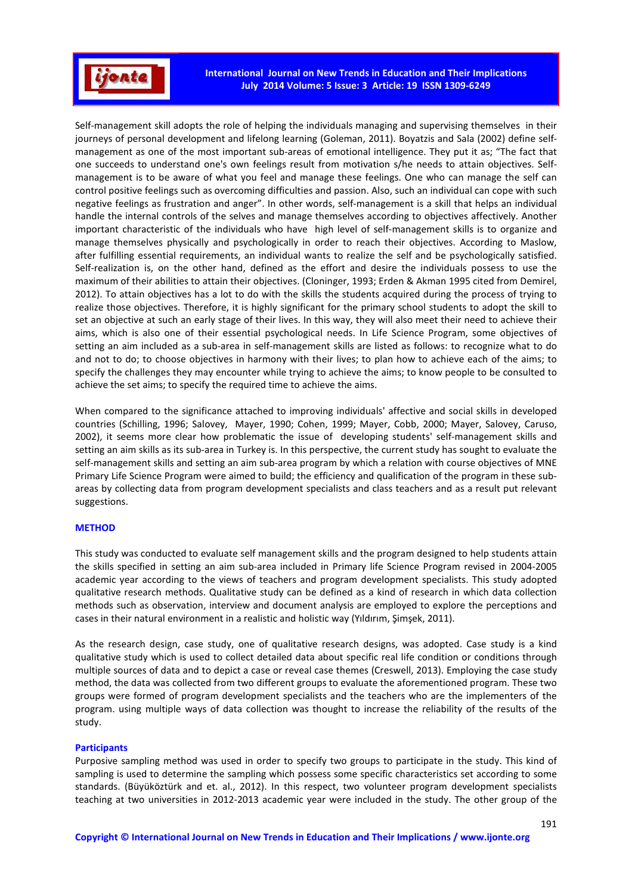Self-management skill adopts the role of helping the individuals managing and supervising themselves in their journeys of personal development and lifelong learning (Goleman, 2011). Boyatzis and Sala (2002) define self-management as one of the most important sub-areas of emotional intelligence. They put it as; "The fact that one succeeds to understand one's own feelings result from motivation s/he needs to attain objectives. Self-management is to be aware of what you feel and manage these feelings. One who can manage the self can control positive feelings such as overcoming difficulties and passion. Also, such an individual can cope with such negative feelings as frustration and anger". In other words, self-management is a skill that helps an individual handle the internal controls of the selves and manage themselves according to objectives affectively. Another important characteristic of the individuals who have high level of self-management skills is to organize and manage themselves physically and psychologically in order to reach their objectives. According to Maslow, after fulfilling essential requirements, an individual wants to realize the self and be psychologically satisfied. Self-realization is, on the other hand, defined as the effort and desire the individuals possess to use the maximum of their abilities to attain their objectives. (Cloninger, 1993; Erden & Akman 1995 cited from Demirel, 2012). To attain objectives has a lot to do with the skills the students acquired during the process of trying to realize those objectives. Therefore, it is highly significant for the primary school students to adopt the skill to set an objective at such an early stage of their lives. In this way, they will also meet their need to achieve their aims, which is also one of their essential psychological needs. In Life Science Program, some objectives of setting an aim included as a sub-area in self-management skills are listed as follows: to recognize what to do and not to do; to choose objectives in harmony with their lives; to plan how to achieve each of the aims; to specify the challenges they may encounter while trying to achieve the aims; to know people to be consulted to achieve the set aims; to specify the required time to achieve the aims.

When compared to the significance attached to improving individuals' affective and social skills in developed countries (Schilling, 1996; Salovey, Mayer, 1990; Cohen, 1999; Mayer, Cobb, 2000; Mayer, Salovey, Caruso, 2002), it seems more clear how problematic the issue of developing students' self-management skills and setting an aim skills as its sub-area in Turkey is. In this perspective, the current study has sought to evaluate the self-management skills and setting an aim sub-area program by which a relation with course objectives of MNE Primary Life Science Program were aimed to build; the efficiency and qualification of the program in these sub-areas by collecting data from program development specialists and class teachers and as a result put relevant suggestions.

## METHOD

This study was conducted to evaluate self management skills and the program designed to help students attain the skills specified in setting an aim sub-area included in Primary life Science Program revised in 2004-2005 academic year according to the views of teachers and program development specialists. This study adopted qualitative research methods. Qualitative study can be defined as a kind of research in which data collection methods such as observation, interview and document analysis are employed to explore the perceptions and cases in their natural environment in a realistic and holistic way (Yıldırım, Şimşek, 2011).

As the research design, case study, one of qualitative research designs, was adopted. Case study is a kind qualitative study which is used to collect detailed data about specific real life condition or conditions through multiple sources of data and to depict a case or reveal case themes (Creswell, 2013). Employing the case study method, the data was collected from two different groups to evaluate the aforementioned program. These two groups were formed of program development specialists and the teachers who are the implementers of the program. using multiple ways of data collection was thought to increase the reliability of the results of the study.

### Participants

Purposive sampling method was used in order to specify two groups to participate in the study. This kind of sampling is used to determine the sampling which possess some specific characteristics set according to some standards. (Büyüköztürk and et. al., 2012). In this respect, two volunteer program development specialists teaching at two universities in 2012-2013 academic year were included in the study. The other group of the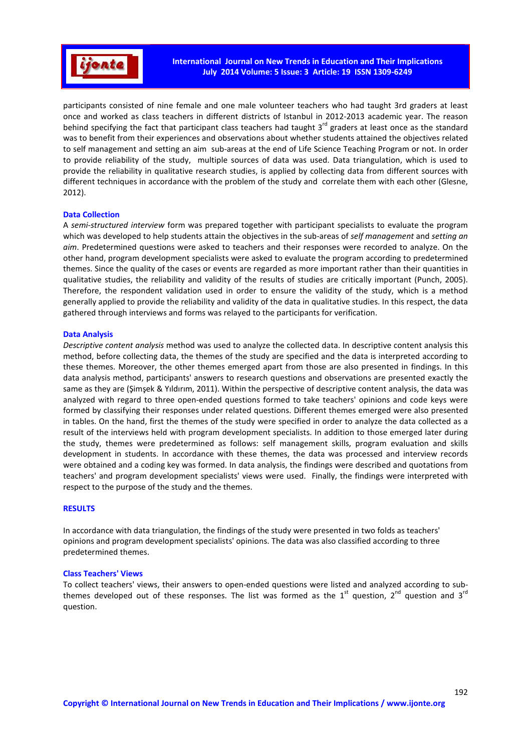participants consisted of nine female and one male volunteer teachers who had taught 3rd graders at least once and worked as class teachers in different districts of Istanbul in 2012-2013 academic year. The reason behind specifying the fact that participant class teachers had taught 3rd graders at least once as the standard was to benefit from their experiences and observations about whether students attained the objectives related to self management and setting an aim sub-areas at the end of Life Science Teaching Program or not. In order to provide reliability of the study, multiple sources of data was used. Data triangulation, which is used to provide the reliability in qualitative research studies, is applied by collecting data from different sources with different techniques in accordance with the problem of the study and correlate them with each other (Glesne, 2012).

### Data Collection

A *semi-structured interview* form was prepared together with participant specialists to evaluate the program which was developed to help students attain the objectives in the sub-areas of *self management* and *setting an aim*. Predetermined questions were asked to teachers and their responses were recorded to analyze. On the other hand, program development specialists were asked to evaluate the program according to predetermined themes. Since the quality of the cases or events are regarded as more important rather than their quantities in qualitative studies, the reliability and validity of the results of studies are critically important (Punch, 2005). Therefore, the respondent validation used in order to ensure the validity of the study, which is a method generally applied to provide the reliability and validity of the data in qualitative studies. In this respect, the data gathered through interviews and forms was relayed to the participants for verification.

### Data Analysis

*Descriptive content analysis* method was used to analyze the collected data. In descriptive content analysis this method, before collecting data, the themes of the study are specified and the data is interpreted according to these themes. Moreover, the other themes emerged apart from those are also presented in findings. In this data analysis method, participants' answers to research questions and observations are presented exactly the same as they are (Şimşek & Yıldırım, 2011). Within the perspective of descriptive content analysis, the data was analyzed with regard to three open-ended questions formed to take teachers' opinions and code keys were formed by classifying their responses under related questions. Different themes emerged were also presented in tables. On the hand, first the themes of the study were specified in order to analyze the data collected as a result of the interviews held with program development specialists. In addition to those emerged later during the study, themes were predetermined as follows: self management skills, program evaluation and skills development in students. In accordance with these themes, the data was processed and interview records were obtained and a coding key was formed. In data analysis, the findings were described and quotations from teachers' and program development specialists' views were used. Finally, the findings were interpreted with respect to the purpose of the study and the themes.

## RESULTS

In accordance with data triangulation, the findings of the study were presented in two folds as teachers' opinions and program development specialists' opinions. The data was also classified according to three predetermined themes.

### Class Teachers' Views

To collect teachers' views, their answers to open-ended questions were listed and analyzed according to sub-themes developed out of these responses. The list was formed as the 1st question, 2nd question and 3rd question.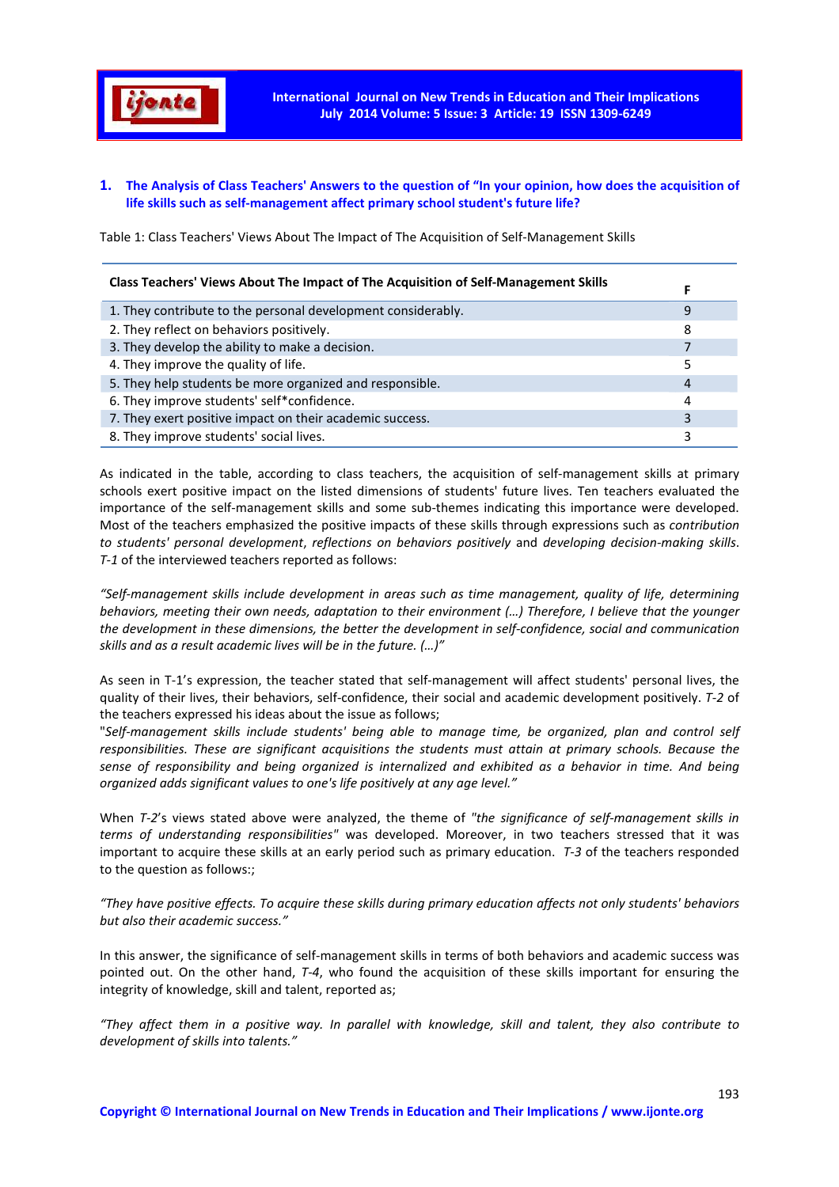## 1. The Analysis of Class Teachers' Answers to the question of "In your opinion, how does the acquisition of life skills such as self-management affect primary school student's future life?

Table 1: Class Teachers' Views About The Impact of The Acquisition of Self-Management Skills

| Class Teachers' Views About The Impact of The Acquisition of Self-Management Skills | F |
|---|---|
| 1. They contribute to the personal development considerably. | 9 |
| 2. They reflect on behaviors positively. | 8 |
| 3. They develop the ability to make a decision. | 7 |
| 4. They improve the quality of life. | 5 |
| 5. They help students be more organized and responsible. | 4 |
| 6. They improve students' self*confidence. | 4 |
| 7. They exert positive impact on their academic success. | 3 |
| 8. They improve students' social lives. | 3 |

As indicated in the table, according to class teachers, the acquisition of self-management skills at primary schools exert positive impact on the listed dimensions of students' future lives. Ten teachers evaluated the importance of the self-management skills and some sub-themes indicating this importance were developed. Most of the teachers emphasized the positive impacts of these skills through expressions such as *contribution to students' personal development*, *reflections on behaviors positively* and *developing decision-making skills*. *T-1* of the interviewed teachers reported as follows:

*"Self-management skills include development in areas such as time management, quality of life, determining behaviors, meeting their own needs, adaptation to their environment (…) Therefore, I believe that the younger the development in these dimensions, the better the development in self-confidence, social and communication skills and as a result academic lives will be in the future. (…)"*

As seen in T-1's expression, the teacher stated that self-management will affect students' personal lives, the quality of their lives, their behaviors, self-confidence, their social and academic development positively. *T-2* of the teachers expressed his ideas about the issue as follows;
"*Self-management skills include students' being able to manage time, be organized, plan and control self responsibilities. These are significant acquisitions the students must attain at primary schools. Because the sense of responsibility and being organized is internalized and exhibited as a behavior in time. And being organized adds significant values to one's life positively at any age level."*

When *T-2*'s views stated above were analyzed, the theme of *"the significance of self-management skills in terms of understanding responsibilities"* was developed. Moreover, in two teachers stressed that it was important to acquire these skills at an early period such as primary education. *T-3* of the teachers responded to the question as follows:;

*"They have positive effects. To acquire these skills during primary education affects not only students' behaviors but also their academic success."*

In this answer, the significance of self-management skills in terms of both behaviors and academic success was pointed out. On the other hand, *T-4*, who found the acquisition of these skills important for ensuring the integrity of knowledge, skill and talent, reported as;

*"They affect them in a positive way. In parallel with knowledge, skill and talent, they also contribute to development of skills into talents."*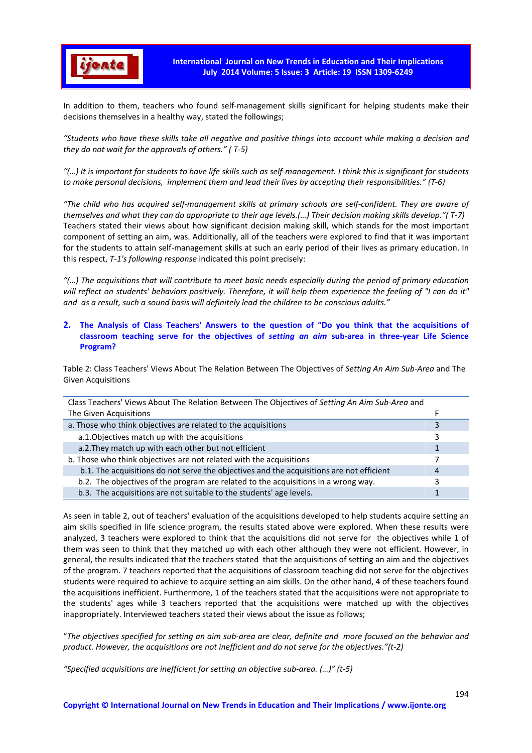In addition to them, teachers who found self-management skills significant for helping students make their decisions themselves in a healthy way, stated the followings;

*"Students who have these skills take all negative and positive things into account while making a decision and they do not wait for the approvals of others." ( T-5)*

*"(…) It is important for students to have life skills such as self-management. I think this is significant for students to make personal decisions, implement them and lead their lives by accepting their responsibilities." (T-6)*

*"The child who has acquired self-management skills at primary schools are self-confident. They are aware of themselves and what they can do appropriate to their age levels.(…) Their decision making skills develop."( T-7)*

Teachers stated their views about how significant decision making skill, which stands for the most important component of setting an aim, was. Additionally, all of the teachers were explored to find that it was important for the students to attain self-management skills at such an early period of their lives as primary education. In this respect, *T-1's following response* indicated this point precisely:

*"(…) The acquisitions that will contribute to meet basic needs especially during the period of primary education will reflect on students' behaviors positively. Therefore, it will help them experience the feeling of "I can do it" and as a result, such a sound basis will definitely lead the children to be conscious adults."*

## 2. The Analysis of Class Teachers' Answers to the question of "Do you think that the acquisitions of classroom teaching serve for the objectives of *setting an aim* sub-area in three-year Life Science Program?

Table 2: Class Teachers' Views About The Relation Between The Objectives of *Setting An Aim Sub-Area* and The Given Acquisitions

| Class Teachers' Views About The Relation Between The Objectives of *Setting An Aim Sub-Area* and The Given Acquisitions | F |
|---|---|
| a. Those who think objectives are related to the acquisitions | 3 |
| a.1.Objectives match up with the acquisitions | 3 |
| a.2.They match up with each other but not efficient | 1 |
| b. Those who think objectives are not related with the acquisitions | 7 |
| b.1. The acquisitions do not serve the objectives and the acquisitions are not efficient | 4 |
| b.2. The objectives of the program are related to the acquisitions in a wrong way. | 3 |
| b.3. The acquisitions are not suitable to the students' age levels. | 1 |

As seen in table 2, out of teachers' evaluation of the acquisitions developed to help students acquire setting an aim skills specified in life science program, the results stated above were explored. When these results were analyzed, 3 teachers were explored to think that the acquisitions did not serve for the objectives while 1 of them was seen to think that they matched up with each other although they were not efficient. However, in general, the results indicated that the teachers stated that the acquisitions of setting an aim and the objectives of the program. 7 teachers reported that the acquisitions of classroom teaching did not serve for the objectives students were required to achieve to acquire setting an aim skills. On the other hand, 4 of these teachers found the acquisitions inefficient. Furthermore, 1 of the teachers stated that the acquisitions were not appropriate to the students' ages while 3 teachers reported that the acquisitions were matched up with the objectives inappropriately. Interviewed teachers stated their views about the issue as follows;

"*The objectives specified for setting an aim sub-area are clear, definite and more focused on the behavior and product. However, the acquisitions are not inefficient and do not serve for the objectives."(t-2)*

*"Specified acquisitions are inefficient for setting an objective sub-area. (…)" (t-5)*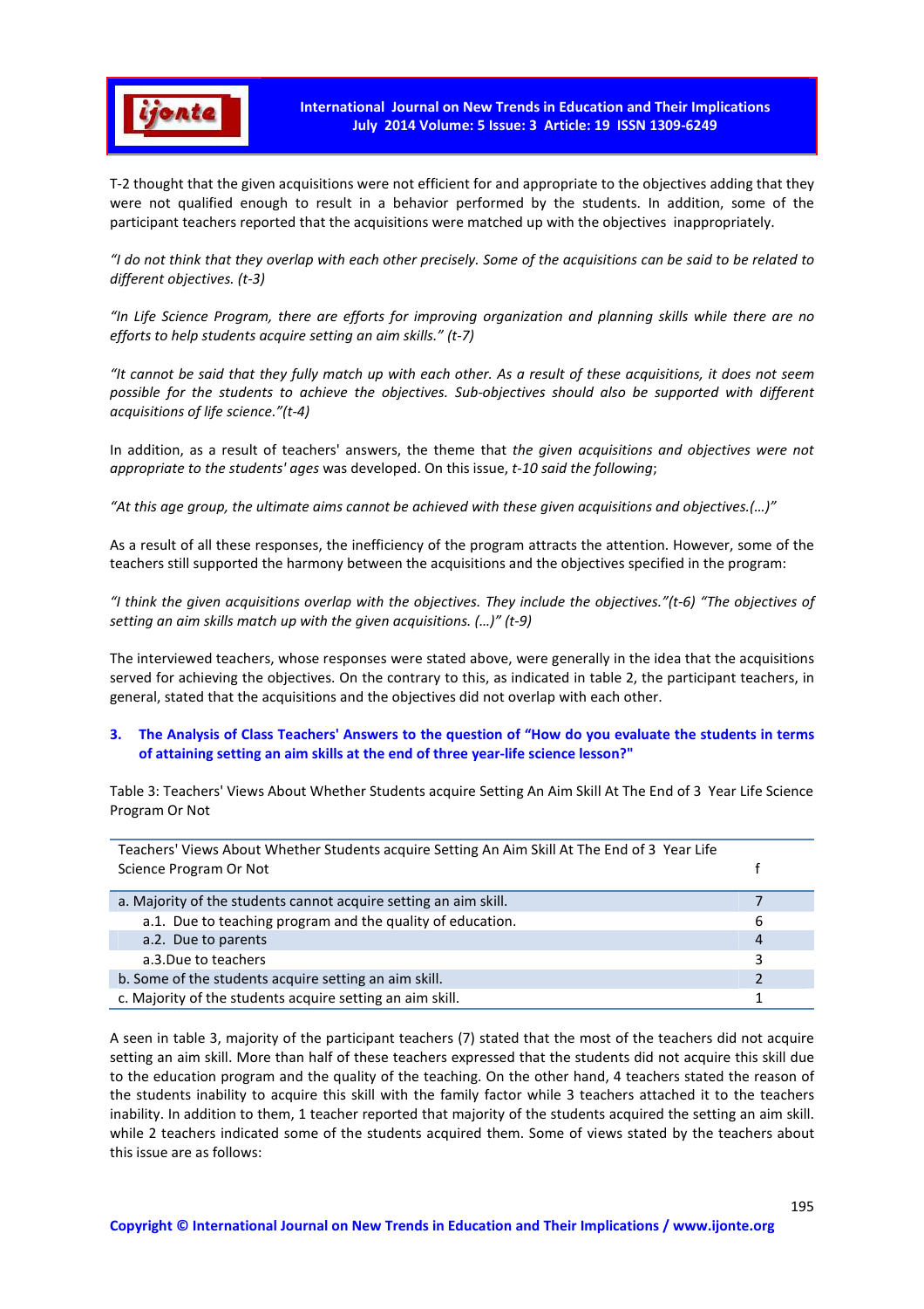T-2 thought that the given acquisitions were not efficient for and appropriate to the objectives adding that they were not qualified enough to result in a behavior performed by the students. In addition, some of the participant teachers reported that the acquisitions were matched up with the objectives inappropriately.

*"I do not think that they overlap with each other precisely. Some of the acquisitions can be said to be related to different objectives. (t-3)*

*"In Life Science Program, there are efforts for improving organization and planning skills while there are no efforts to help students acquire setting an aim skills." (t-7)*

*"It cannot be said that they fully match up with each other. As a result of these acquisitions, it does not seem possible for the students to achieve the objectives. Sub-objectives should also be supported with different acquisitions of life science."(t-4)*

In addition, as a result of teachers' answers, the theme that *the given acquisitions and objectives were not appropriate to the students' ages* was developed. On this issue, *t-10 said the following*;

*"At this age group, the ultimate aims cannot be achieved with these given acquisitions and objectives.(…)"*

As a result of all these responses, the inefficiency of the program attracts the attention. However, some of the teachers still supported the harmony between the acquisitions and the objectives specified in the program:

*"I think the given acquisitions overlap with the objectives. They include the objectives."(t-6) "The objectives of setting an aim skills match up with the given acquisitions. (…)" (t-9)*

The interviewed teachers, whose responses were stated above, were generally in the idea that the acquisitions served for achieving the objectives. On the contrary to this, as indicated in table 2, the participant teachers, in general, stated that the acquisitions and the objectives did not overlap with each other.

### 3. The Analysis of Class Teachers' Answers to the question of "How do you evaluate the students in terms of attaining setting an aim skills at the end of three year-life science lesson?"

Table 3: Teachers' Views About Whether Students acquire Setting An Aim Skill At The End of 3 Year Life Science Program Or Not

| Teachers' Views About Whether Students acquire Setting An Aim Skill At The End of 3 Year Life Science Program Or Not | f |
|---|---|
| a. Majority of the students cannot acquire setting an aim skill. | 7 |
| a.1. Due to teaching program and the quality of education. | 6 |
| a.2. Due to parents | 4 |
| a.3.Due to teachers | 3 |
| b. Some of the students acquire setting an aim skill. | 2 |
| c. Majority of the students acquire setting an aim skill. | 1 |

A seen in table 3, majority of the participant teachers (7) stated that the most of the teachers did not acquire setting an aim skill. More than half of these teachers expressed that the students did not acquire this skill due to the education program and the quality of the teaching. On the other hand, 4 teachers stated the reason of the students inability to acquire this skill with the family factor while 3 teachers attached it to the teachers inability. In addition to them, 1 teacher reported that majority of the students acquired the setting an aim skill. while 2 teachers indicated some of the students acquired them. Some of views stated by the teachers about this issue are as follows: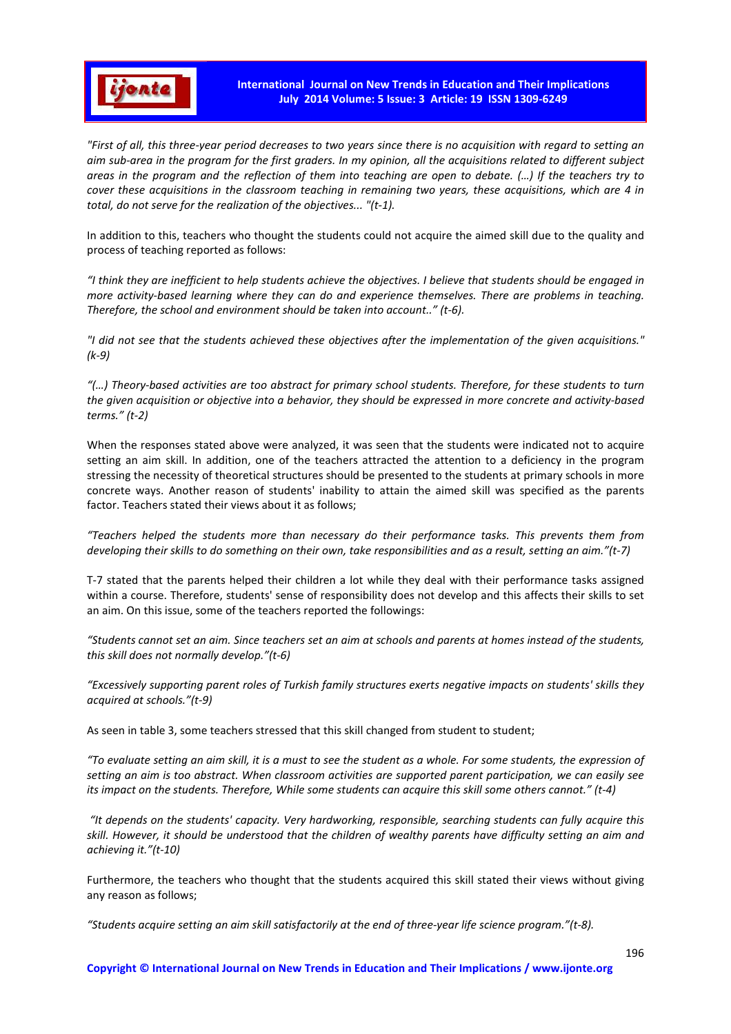*"First of all, this three-year period decreases to two years since there is no acquisition with regard to setting an aim sub-area in the program for the first graders. In my opinion, all the acquisitions related to different subject areas in the program and the reflection of them into teaching are open to debate. (…) If the teachers try to cover these acquisitions in the classroom teaching in remaining two years, these acquisitions, which are 4 in total, do not serve for the realization of the objectives... "(t-1).*

In addition to this, teachers who thought the students could not acquire the aimed skill due to the quality and process of teaching reported as follows:

*"I think they are inefficient to help students achieve the objectives. I believe that students should be engaged in more activity-based learning where they can do and experience themselves. There are problems in teaching. Therefore, the school and environment should be taken into account.." (t-6).*

*"I did not see that the students achieved these objectives after the implementation of the given acquisitions." (k-9)*

*"(…) Theory-based activities are too abstract for primary school students. Therefore, for these students to turn the given acquisition or objective into a behavior, they should be expressed in more concrete and activity-based terms." (t-2)*

When the responses stated above were analyzed, it was seen that the students were indicated not to acquire setting an aim skill. In addition, one of the teachers attracted the attention to a deficiency in the program stressing the necessity of theoretical structures should be presented to the students at primary schools in more concrete ways. Another reason of students' inability to attain the aimed skill was specified as the parents factor. Teachers stated their views about it as follows;

*"Teachers helped the students more than necessary do their performance tasks. This prevents them from developing their skills to do something on their own, take responsibilities and as a result, setting an aim."(t-7)*

T-7 stated that the parents helped their children a lot while they deal with their performance tasks assigned within a course. Therefore, students' sense of responsibility does not develop and this affects their skills to set an aim. On this issue, some of the teachers reported the followings:

*"Students cannot set an aim. Since teachers set an aim at schools and parents at homes instead of the students, this skill does not normally develop."(t-6)*

*"Excessively supporting parent roles of Turkish family structures exerts negative impacts on students' skills they acquired at schools."(t-9)*

As seen in table 3, some teachers stressed that this skill changed from student to student;

*"To evaluate setting an aim skill, it is a must to see the student as a whole. For some students, the expression of setting an aim is too abstract. When classroom activities are supported parent participation, we can easily see its impact on the students. Therefore, While some students can acquire this skill some others cannot." (t-4)*

*"It depends on the students' capacity. Very hardworking, responsible, searching students can fully acquire this skill. However, it should be understood that the children of wealthy parents have difficulty setting an aim and achieving it."(t-10)*

Furthermore, the teachers who thought that the students acquired this skill stated their views without giving any reason as follows;

*"Students acquire setting an aim skill satisfactorily at the end of three-year life science program."(t-8).*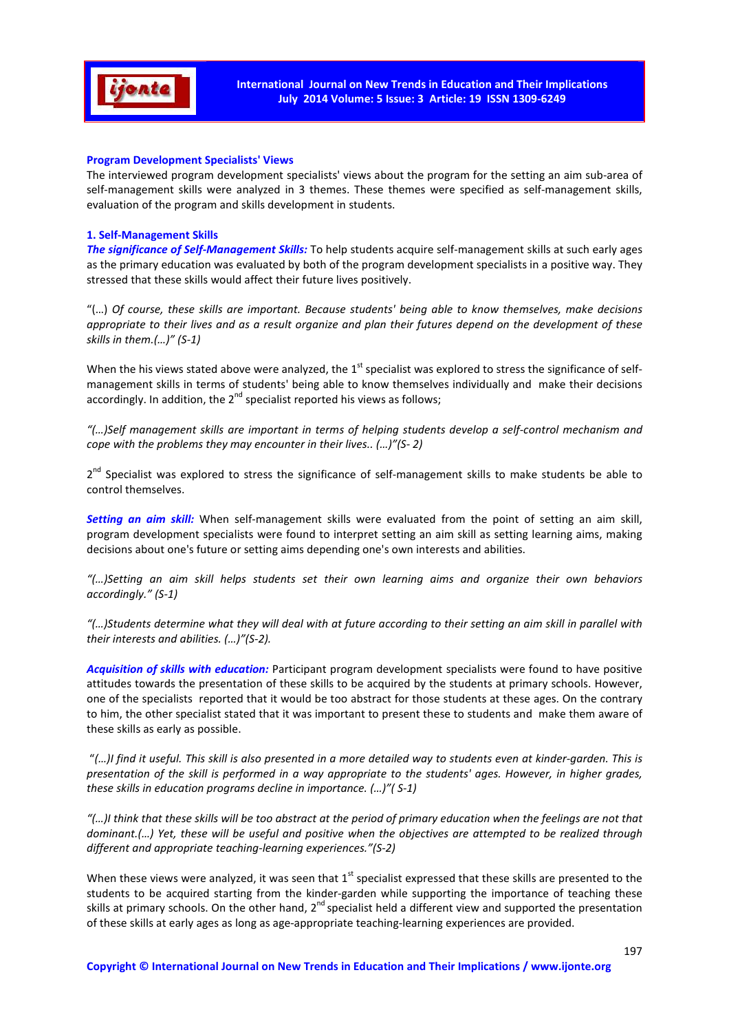### Program Development Specialists' Views

The interviewed program development specialists' views about the program for the setting an aim sub-area of self-management skills were analyzed in 3 themes. These themes were specified as self-management skills, evaluation of the program and skills development in students.

#### 1. Self-Management Skills

***The significance of Self-Management Skills:*** To help students acquire self-management skills at such early ages as the primary education was evaluated by both of the program development specialists in a positive way. They stressed that these skills would affect their future lives positively.

"(…) *Of course, these skills are important. Because students' being able to know themselves, make decisions appropriate to their lives and as a result organize and plan their futures depend on the development of these skills in them.(…)" (S-1)*

When the his views stated above were analyzed, the 1st specialist was explored to stress the significance of self-management skills in terms of students' being able to know themselves individually and make their decisions accordingly. In addition, the 2nd specialist reported his views as follows;

*"(…)Self management skills are important in terms of helping students develop a self-control mechanism and cope with the problems they may encounter in their lives.. (…)"(S- 2)*

2nd Specialist was explored to stress the significance of self-management skills to make students be able to control themselves.

***Setting an aim skill:*** When self-management skills were evaluated from the point of setting an aim skill, program development specialists were found to interpret setting an aim skill as setting learning aims, making decisions about one's future or setting aims depending one's own interests and abilities.

*"(…)Setting an aim skill helps students set their own learning aims and organize their own behaviors accordingly." (S-1)*

*"(…)Students determine what they will deal with at future according to their setting an aim skill in parallel with their interests and abilities. (…)"(S-2).*

***Acquisition of skills with education:*** Participant program development specialists were found to have positive attitudes towards the presentation of these skills to be acquired by the students at primary schools. However, one of the specialists reported that it would be too abstract for those students at these ages. On the contrary to him, the other specialist stated that it was important to present these to students and make them aware of these skills as early as possible.

"*(…)I find it useful. This skill is also presented in a more detailed way to students even at kinder-garden. This is presentation of the skill is performed in a way appropriate to the students' ages. However, in higher grades, these skills in education programs decline in importance. (…)"( S-1)*

*"(…)I think that these skills will be too abstract at the period of primary education when the feelings are not that dominant.(…) Yet, these will be useful and positive when the objectives are attempted to be realized through different and appropriate teaching-learning experiences."(S-2)*

When these views were analyzed, it was seen that 1st specialist expressed that these skills are presented to the students to be acquired starting from the kinder-garden while supporting the importance of teaching these skills at primary schools. On the other hand, 2nd specialist held a different view and supported the presentation of these skills at early ages as long as age-appropriate teaching-learning experiences are provided.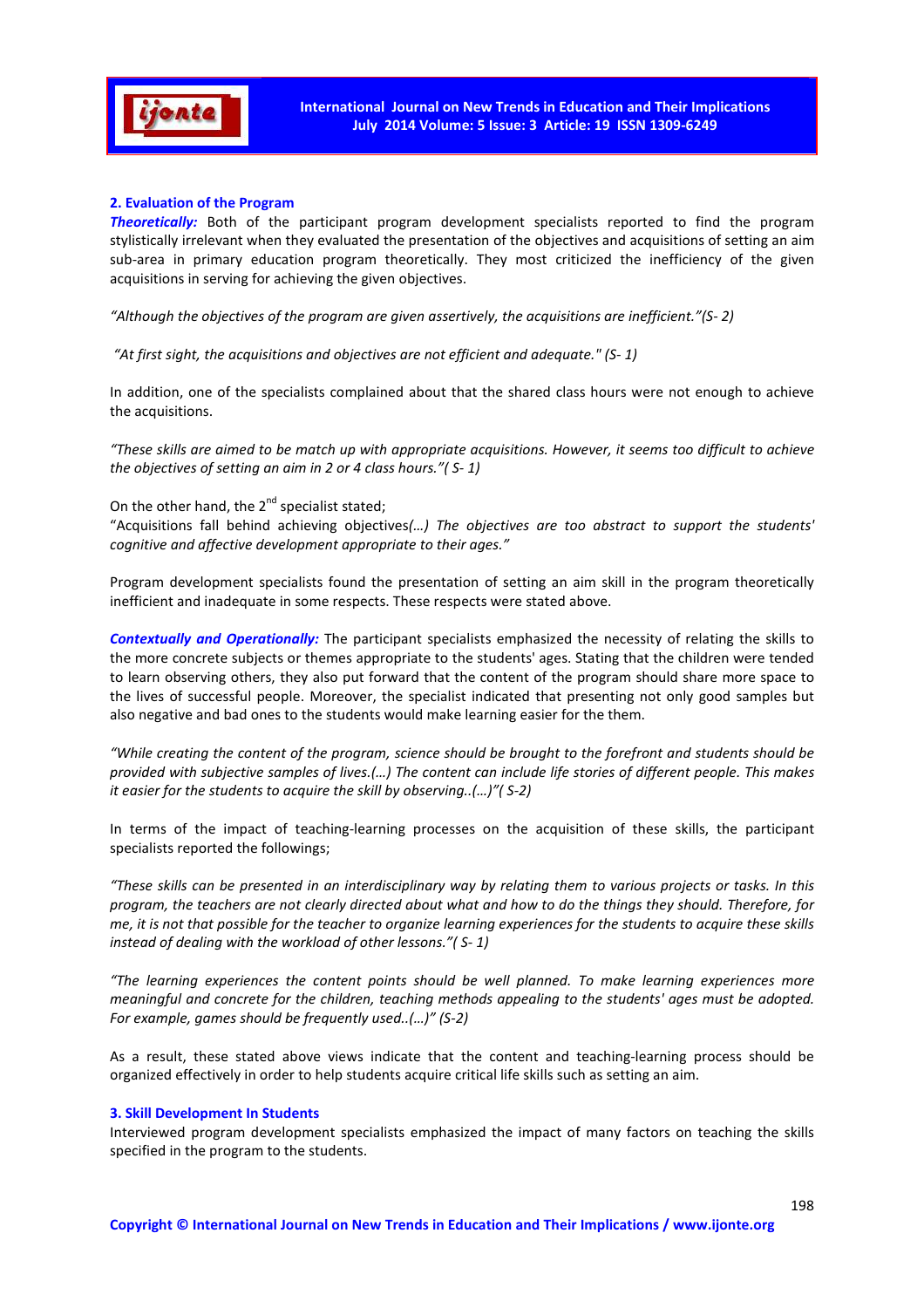### 2. Evaluation of the Program

***Theoretically:*** Both of the participant program development specialists reported to find the program stylistically irrelevant when they evaluated the presentation of the objectives and acquisitions of setting an aim sub-area in primary education program theoretically. They most criticized the inefficiency of the given acquisitions in serving for achieving the given objectives.

*"Although the objectives of the program are given assertively, the acquisitions are inefficient."(S- 2)*

*"At first sight, the acquisitions and objectives are not efficient and adequate." (S- 1)*

In addition, one of the specialists complained about that the shared class hours were not enough to achieve the acquisitions.

*"These skills are aimed to be match up with appropriate acquisitions. However, it seems too difficult to achieve the objectives of setting an aim in 2 or 4 class hours."( S- 1)*

On the other hand, the 2nd specialist stated;

"Acquisitions fall behind achieving objectives*(…) The objectives are too abstract to support the students' cognitive and affective development appropriate to their ages."*

Program development specialists found the presentation of setting an aim skill in the program theoretically inefficient and inadequate in some respects. These respects were stated above.

***Contextually and Operationally:*** The participant specialists emphasized the necessity of relating the skills to the more concrete subjects or themes appropriate to the students' ages. Stating that the children were tended to learn observing others, they also put forward that the content of the program should share more space to the lives of successful people. Moreover, the specialist indicated that presenting not only good samples but also negative and bad ones to the students would make learning easier for the them.

*"While creating the content of the program, science should be brought to the forefront and students should be provided with subjective samples of lives.(…) The content can include life stories of different people. This makes it easier for the students to acquire the skill by observing..(…)"( S-2)*

In terms of the impact of teaching-learning processes on the acquisition of these skills, the participant specialists reported the followings;

*"These skills can be presented in an interdisciplinary way by relating them to various projects or tasks. In this program, the teachers are not clearly directed about what and how to do the things they should. Therefore, for me, it is not that possible for the teacher to organize learning experiences for the students to acquire these skills instead of dealing with the workload of other lessons."( S- 1)*

*"The learning experiences the content points should be well planned. To make learning experiences more meaningful and concrete for the children, teaching methods appealing to the students' ages must be adopted. For example, games should be frequently used..(…)" (S-2)*

As a result, these stated above views indicate that the content and teaching-learning process should be organized effectively in order to help students acquire critical life skills such as setting an aim.

### 3. Skill Development In Students

Interviewed program development specialists emphasized the impact of many factors on teaching the skills specified in the program to the students.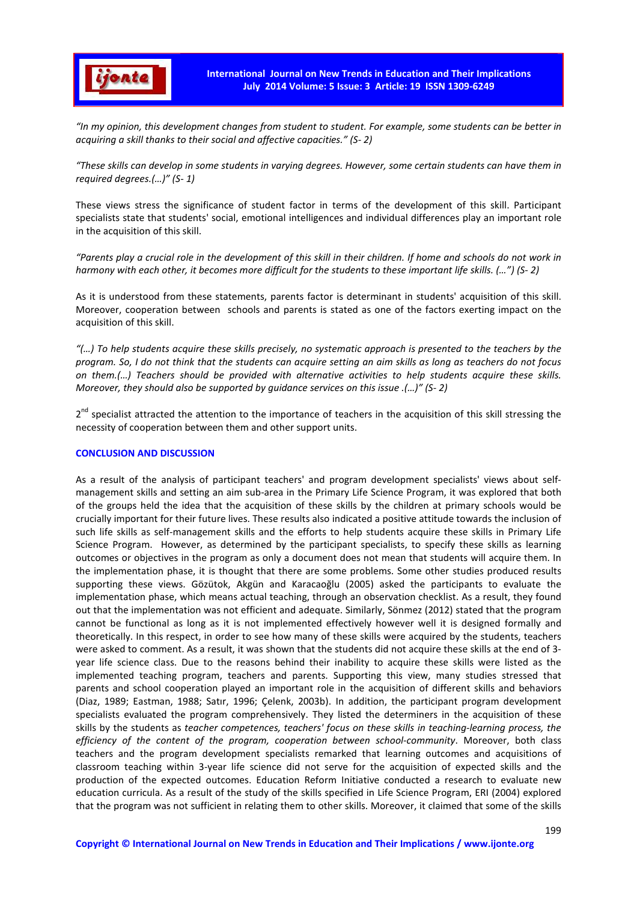*"In my opinion, this development changes from student to student. For example, some students can be better in acquiring a skill thanks to their social and affective capacities." (S- 2)*

*"These skills can develop in some students in varying degrees. However, some certain students can have them in required degrees.(…)" (S- 1)*

These views stress the significance of student factor in terms of the development of this skill. Participant specialists state that students' social, emotional intelligences and individual differences play an important role in the acquisition of this skill.

*"Parents play a crucial role in the development of this skill in their children. If home and schools do not work in harmony with each other, it becomes more difficult for the students to these important life skills. (…") (S- 2)*

As it is understood from these statements, parents factor is determinant in students' acquisition of this skill. Moreover, cooperation between schools and parents is stated as one of the factors exerting impact on the acquisition of this skill.

*"(…) To help students acquire these skills precisely, no systematic approach is presented to the teachers by the program. So, I do not think that the students can acquire setting an aim skills as long as teachers do not focus on them.(…) Teachers should be provided with alternative activities to help students acquire these skills. Moreover, they should also be supported by guidance services on this issue .(…)" (S- 2)*

2nd specialist attracted the attention to the importance of teachers in the acquisition of this skill stressing the necessity of cooperation between them and other support units.

### CONCLUSION AND DISCUSSION

As a result of the analysis of participant teachers' and program development specialists' views about self-management skills and setting an aim sub-area in the Primary Life Science Program, it was explored that both of the groups held the idea that the acquisition of these skills by the children at primary schools would be crucially important for their future lives. These results also indicated a positive attitude towards the inclusion of such life skills as self-management skills and the efforts to help students acquire these skills in Primary Life Science Program. However, as determined by the participant specialists, to specify these skills as learning outcomes or objectives in the program as only a document does not mean that students will acquire them. In the implementation phase, it is thought that there are some problems. Some other studies produced results supporting these views. Gözütok, Akgün and Karacaoğlu (2005) asked the participants to evaluate the implementation phase, which means actual teaching, through an observation checklist. As a result, they found out that the implementation was not efficient and adequate. Similarly, Sönmez (2012) stated that the program cannot be functional as long as it is not implemented effectively however well it is designed formally and theoretically. In this respect, in order to see how many of these skills were acquired by the students, teachers were asked to comment. As a result, it was shown that the students did not acquire these skills at the end of 3-year life science class. Due to the reasons behind their inability to acquire these skills were listed as the implemented teaching program, teachers and parents. Supporting this view, many studies stressed that parents and school cooperation played an important role in the acquisition of different skills and behaviors (Diaz, 1989; Eastman, 1988; Satır, 1996; Çelenk, 2003b). In addition, the participant program development specialists evaluated the program comprehensively. They listed the determiners in the acquisition of these skills by the students as *teacher competences, teachers' focus on these skills in teaching-learning process, the efficiency of the content of the program, cooperation between school-community*. Moreover, both class teachers and the program development specialists remarked that learning outcomes and acquisitions of classroom teaching within 3-year life science did not serve for the acquisition of expected skills and the production of the expected outcomes. Education Reform Initiative conducted a research to evaluate new education curricula. As a result of the study of the skills specified in Life Science Program, ERI (2004) explored that the program was not sufficient in relating them to other skills. Moreover, it claimed that some of the skills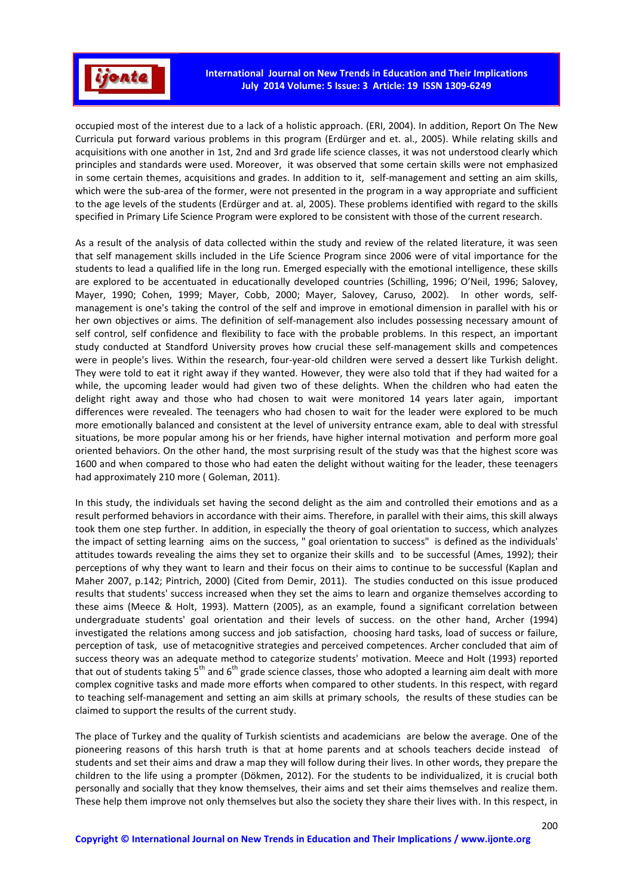occupied most of the interest due to a lack of a holistic approach. (ERI, 2004). In addition, Report On The New Curricula put forward various problems in this program (Erdürger and et. al., 2005). While relating skills and acquisitions with one another in 1st, 2nd and 3rd grade life science classes, it was not understood clearly which principles and standards were used. Moreover, it was observed that some certain skills were not emphasized in some certain themes, acquisitions and grades. In addition to it, self-management and setting an aim skills, which were the sub-area of the former, were not presented in the program in a way appropriate and sufficient to the age levels of the students (Erdürger and at. al, 2005). These problems identified with regard to the skills specified in Primary Life Science Program were explored to be consistent with those of the current research.

As a result of the analysis of data collected within the study and review of the related literature, it was seen that self management skills included in the Life Science Program since 2006 were of vital importance for the students to lead a qualified life in the long run. Emerged especially with the emotional intelligence, these skills are explored to be accentuated in educationally developed countries (Schilling, 1996; O'Neil, 1996; Salovey, Mayer, 1990; Cohen, 1999; Mayer, Cobb, 2000; Mayer, Salovey, Caruso, 2002). In other words, self-management is one's taking the control of the self and improve in emotional dimension in parallel with his or her own objectives or aims. The definition of self-management also includes possessing necessary amount of self control, self confidence and flexibility to face with the probable problems. In this respect, an important study conducted at Standford University proves how crucial these self-management skills and competences were in people's lives. Within the research, four-year-old children were served a dessert like Turkish delight. They were told to eat it right away if they wanted. However, they were also told that if they had waited for a while, the upcoming leader would had given two of these delights. When the children who had eaten the delight right away and those who had chosen to wait were monitored 14 years later again, important differences were revealed. The teenagers who had chosen to wait for the leader were explored to be much more emotionally balanced and consistent at the level of university entrance exam, able to deal with stressful situations, be more popular among his or her friends, have higher internal motivation and perform more goal oriented behaviors. On the other hand, the most surprising result of the study was that the highest score was 1600 and when compared to those who had eaten the delight without waiting for the leader, these teenagers had approximately 210 more ( Goleman, 2011).

In this study, the individuals set having the second delight as the aim and controlled their emotions and as a result performed behaviors in accordance with their aims. Therefore, in parallel with their aims, this skill always took them one step further. In addition, in especially the theory of goal orientation to success, which analyzes the impact of setting learning aims on the success, " goal orientation to success" is defined as the individuals' attitudes towards revealing the aims they set to organize their skills and to be successful (Ames, 1992); their perceptions of why they want to learn and their focus on their aims to continue to be successful (Kaplan and Maher 2007, p.142; Pintrich, 2000) (Cited from Demir, 2011). The studies conducted on this issue produced results that students' success increased when they set the aims to learn and organize themselves according to these aims (Meece & Holt, 1993). Mattern (2005), as an example, found a significant correlation between undergraduate students' goal orientation and their levels of success. on the other hand, Archer (1994) investigated the relations among success and job satisfaction, choosing hard tasks, load of success or failure, perception of task, use of metacognitive strategies and perceived competences. Archer concluded that aim of success theory was an adequate method to categorize students' motivation. Meece and Holt (1993) reported that out of students taking 5th and 6th grade science classes, those who adopted a learning aim dealt with more complex cognitive tasks and made more efforts when compared to other students. In this respect, with regard to teaching self-management and setting an aim skills at primary schools, the results of these studies can be claimed to support the results of the current study.

The place of Turkey and the quality of Turkish scientists and academicians are below the average. One of the pioneering reasons of this harsh truth is that at home parents and at schools teachers decide instead of students and set their aims and draw a map they will follow during their lives. In other words, they prepare the children to the life using a prompter (Dökmen, 2012). For the students to be individualized, it is crucial both personally and socially that they know themselves, their aims and set their aims themselves and realize them. These help them improve not only themselves but also the society they share their lives with. In this respect, in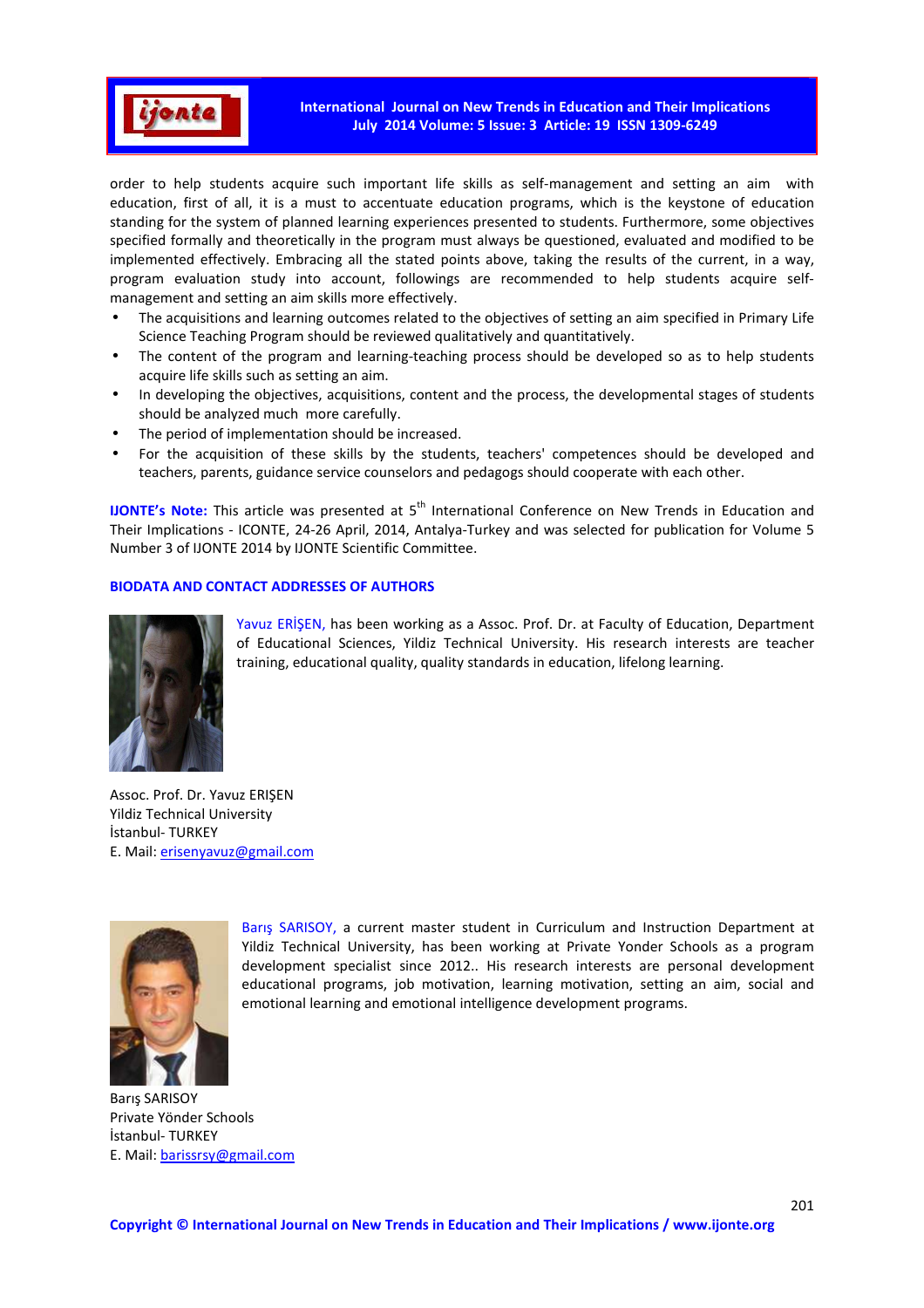order to help students acquire such important life skills as self-management and setting an aim with education, first of all, it is a must to accentuate education programs, which is the keystone of education standing for the system of planned learning experiences presented to students. Furthermore, some objectives specified formally and theoretically in the program must always be questioned, evaluated and modified to be implemented effectively. Embracing all the stated points above, taking the results of the current, in a way, program evaluation study into account, followings are recommended to help students acquire self-management and setting an aim skills more effectively.

- The acquisitions and learning outcomes related to the objectives of setting an aim specified in Primary Life Science Teaching Program should be reviewed qualitatively and quantitatively.
- The content of the program and learning-teaching process should be developed so as to help students acquire life skills such as setting an aim.
- In developing the objectives, acquisitions, content and the process, the developmental stages of students should be analyzed much more carefully.
- The period of implementation should be increased.
- For the acquisition of these skills by the students, teachers' competences should be developed and teachers, parents, guidance service counselors and pedagogs should cooperate with each other.

**IJONTE's Note:** This article was presented at 5th International Conference on New Trends in Education and Their Implications - ICONTE, 24-26 April, 2014, Antalya-Turkey and was selected for publication for Volume 5 Number 3 of IJONTE 2014 by IJONTE Scientific Committee.

## BIODATA AND CONTACT ADDRESSES OF AUTHORS

Yavuz ERİŞEN, has been working as a Assoc. Prof. Dr. at Faculty of Education, Department of Educational Sciences, Yildiz Technical University. His research interests are teacher training, educational quality, quality standards in education, lifelong learning.

Assoc. Prof. Dr. Yavuz ERIŞEN
Yildiz Technical University
İstanbul- TURKEY
E. Mail: erisenyavuz@gmail.com

Barış SARISOY, a current master student in Curriculum and Instruction Department at Yildiz Technical University, has been working at Private Yonder Schools as a program development specialist since 2012.. His research interests are personal development educational programs, job motivation, learning motivation, setting an aim, social and emotional learning and emotional intelligence development programs.

Barış SARISOY
Private Yönder Schools
İstanbul- TURKEY
E. Mail: barissrsy@gmail.com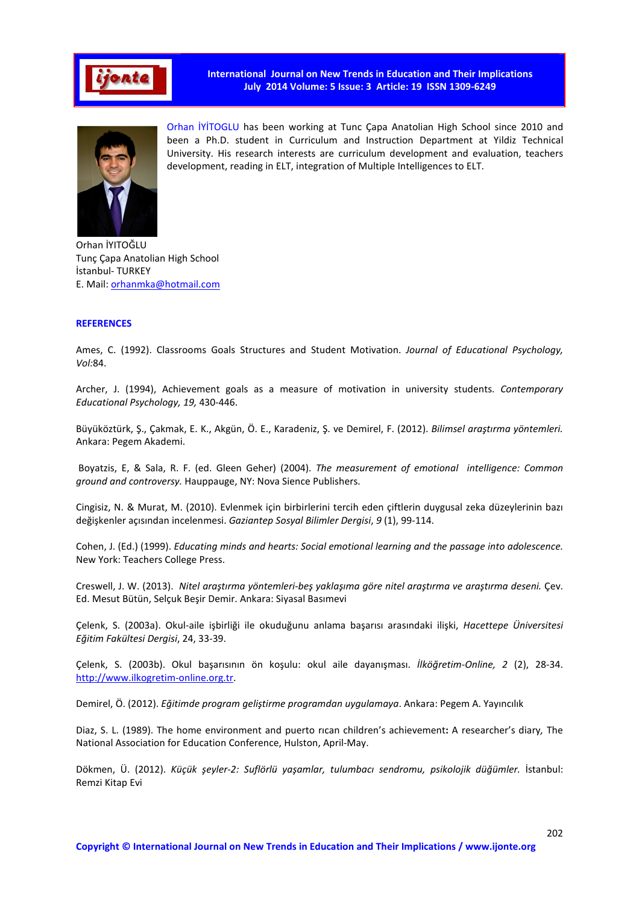Orhan İYİTOGLU has been working at Tunc Çapa Anatolian High School since 2010 and been a Ph.D. student in Curriculum and Instruction Department at Yildiz Technical University. His research interests are curriculum development and evaluation, teachers development, reading in ELT, integration of Multiple Intelligences to ELT.

Orhan İYITOĞLU
Tunç Çapa Anatolian High School
İstanbul- TURKEY
E. Mail: orhanmka@hotmail.com

## REFERENCES

Ames, C. (1992). Classrooms Goals Structures and Student Motivation. *Journal of Educational Psychology, Vol:*84.

Archer, J. (1994), Achievement goals as a measure of motivation in university students. *Contemporary Educational Psychology, 19,* 430-446.

Büyüköztürk, Ş., Çakmak, E. K., Akgün, Ö. E., Karadeniz, Ş. ve Demirel, F. (2012). *Bilimsel araştırma yöntemleri.* Ankara: Pegem Akademi.

Boyatzis, E, & Sala, R. F. (ed. Gleen Geher) (2004). *The measurement of emotional intelligence: Common ground and controversy.* Hauppauge, NY: Nova Sience Publishers.

Cingisiz, N. & Murat, M. (2010). Evlenmek için birbirlerini tercih eden çiftlerin duygusal zeka düzeylerinin bazı değişkenler açısından incelenmesi. *Gaziantep Sosyal Bilimler Dergisi*, *9* (1), 99-114.

Cohen, J. (Ed.) (1999). *Educating minds and hearts: Social emotional learning and the passage into adolescence.* New York: Teachers College Press.

Creswell, J. W. (2013). *Nitel araştırma yöntemleri-beş yaklaşıma göre nitel araştırma ve araştırma deseni.* Çev. Ed. Mesut Bütün, Selçuk Beşir Demir. Ankara: Siyasal Basımevi

Çelenk, S. (2003a). Okul-aile işbirliği ile okuduğunu anlama başarısı arasındaki ilişki, *Hacettepe Üniversitesi Eğitim Fakültesi Dergisi*, 24, 33-39.

Çelenk, S. (2003b). Okul başarısının ön koşulu: okul aile dayanışması. *İlköğretim-Online, 2* (2), 28-34. http://www.ilkogretim-online.org.tr.

Demirel, Ö. (2012). *Eğitimde program geliştirme programdan uygulamaya*. Ankara: Pegem A. Yayıncılık

Diaz, S. L. (1989). The home environment and puerto rıcan children's achievement**:** A researcher's diary*,* The National Association for Education Conference, Hulston, April-May.

Dökmen, Ü. (2012). *Küçük şeyler-2: Suflörlü yaşamlar, tulumbacı sendromu, psikolojik düğümler.* İstanbul: Remzi Kitap Evi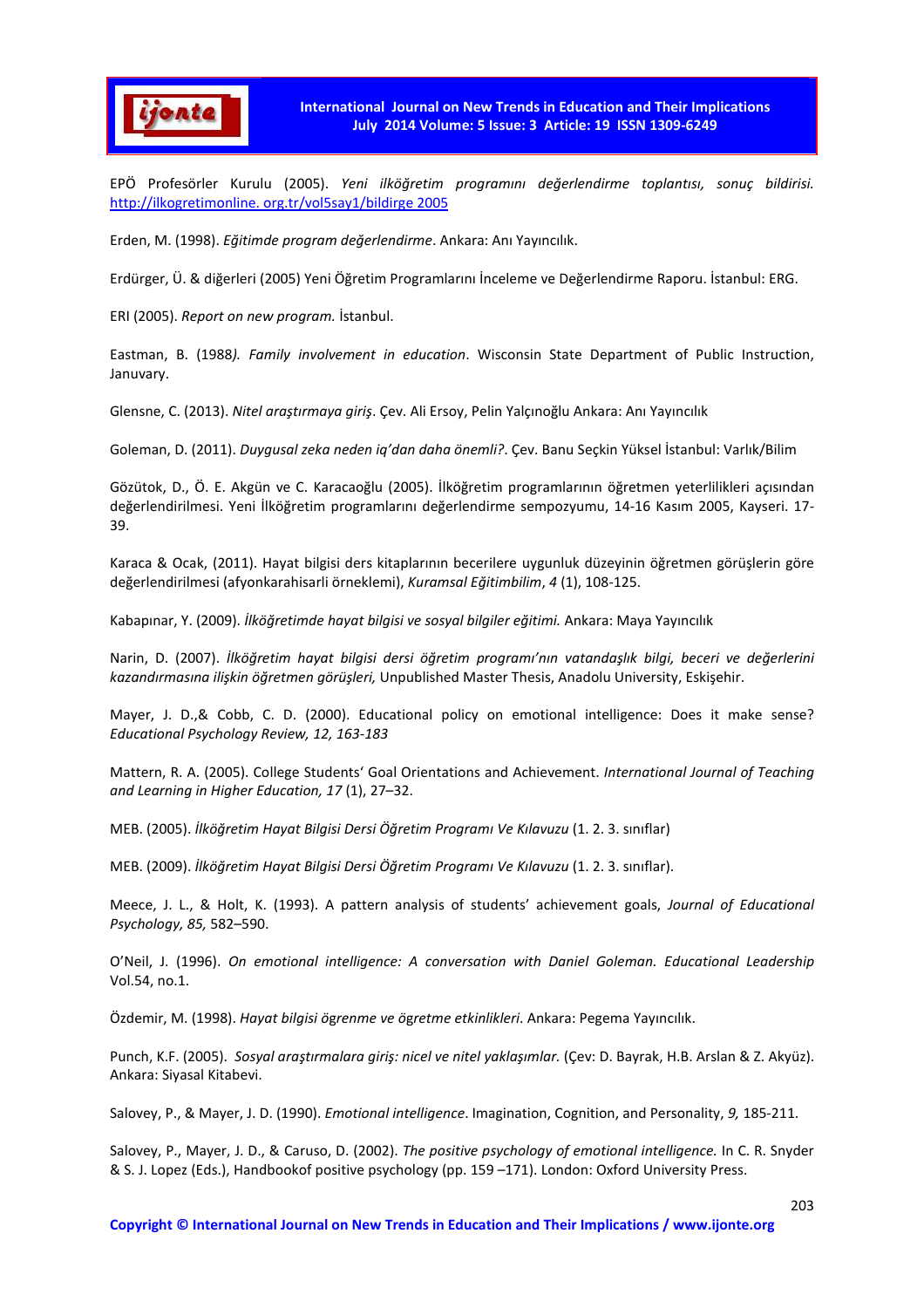EPÖ Profesörler Kurulu (2005). *Yeni ilköğretim programını değerlendirme toplantısı, sonuç bildirisi.* http://ilkogretimonline. org.tr/vol5say1/bildirge 2005

Erden, M. (1998). *Eğitimde program değerlendirme*. Ankara: Anı Yayıncılık.

Erdürger, Ü. & diğerleri (2005) Yeni Öğretim Programlarını İnceleme ve Değerlendirme Raporu. İstanbul: ERG.

ERI (2005). *Report on new program.* İstanbul.

Eastman, B. (1988*). Family involvement in education*. Wisconsin State Department of Public Instruction, Januvary.

Glensne, C. (2013). *Nitel araştırmaya giriş*. Çev. Ali Ersoy, Pelin Yalçınoğlu Ankara: Anı Yayıncılık

Goleman, D. (2011). *Duygusal zeka neden iq'dan daha önemli?*. Çev. Banu Seçkin Yüksel İstanbul: Varlık/Bilim

Gözütok, D., Ö. E. Akgün ve C. Karacaoğlu (2005). İlköğretim programlarının öğretmen yeterlilikleri açısından değerlendirilmesi. Yeni İlköğretim programlarını değerlendirme sempozyumu, 14-16 Kasım 2005, Kayseri. 17-39.

Karaca & Ocak, (2011). Hayat bilgisi ders kitaplarının becerilere uygunluk düzeyinin öğretmen görüşlerin göre değerlendirilmesi (afyonkarahisarli örneklemi), *Kuramsal Eğitimbilim*, *4* (1), 108-125.

Kabapınar, Y. (2009). *İlköğretimde hayat bilgisi ve sosyal bilgiler eğitimi.* Ankara: Maya Yayıncılık

Narin, D. (2007). *İlköğretim hayat bilgisi dersi öğretim programı'nın vatandaşlık bilgi, beceri ve değerlerini kazandırmasına ilişkin öğretmen görüşleri,* Unpublished Master Thesis, Anadolu University, Eskişehir.

Mayer, J. D.,& Cobb, C. D. (2000). Educational policy on emotional intelligence: Does it make sense? *Educational Psychology Review, 12, 163-183*

Mattern, R. A. (2005). College Students' Goal Orientations and Achievement. *International Journal of Teaching and Learning in Higher Education, 17* (1), 27–32.

MEB. (2005). *İlköğretim Hayat Bilgisi Dersi Öğretim Programı Ve Kılavuzu* (1. 2. 3. sınıflar)

MEB. (2009). *İlköğretim Hayat Bilgisi Dersi Öğretim Programı Ve Kılavuzu* (1. 2. 3. sınıflar).

Meece, J. L., & Holt, K. (1993). A pattern analysis of students' achievement goals, *Journal of Educational Psychology, 85,* 582–590.

O'Neil, J. (1996). *On emotional intelligence: A conversation with Daniel Goleman. Educational Leadership* Vol.54, no.1.

Özdemir, M. (1998). *Hayat bilgisi ögrenme ve ögretme etkinlikleri*. Ankara: Pegema Yayıncılık.

Punch, K.F. (2005). *Sosyal araştırmalara giriş: nicel ve nitel yaklaşımlar.* (Çev: D. Bayrak, H.B. Arslan & Z. Akyüz). Ankara: Siyasal Kitabevi.

Salovey, P., & Mayer, J. D. (1990). *Emotional intelligence*. Imagination, Cognition, and Personality, *9,* 185-211.

Salovey, P., Mayer, J. D., & Caruso, D. (2002). *The positive psychology of emotional intelligence.* In C. R. Snyder & S. J. Lopez (Eds.), Handbookof positive psychology (pp. 159 –171). London: Oxford University Press.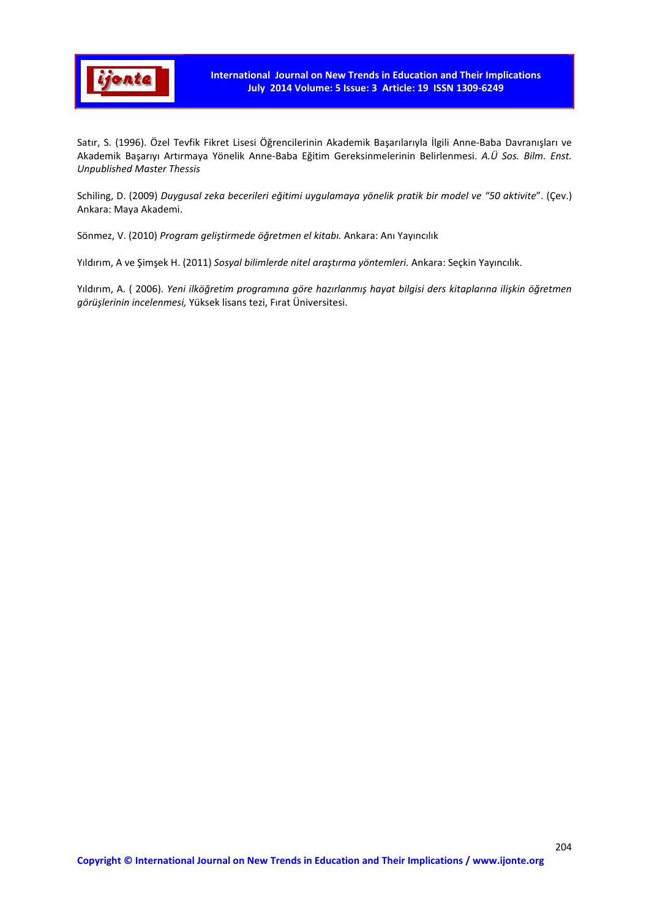Satır, S. (1996). Özel Tevfik Fikret Lisesi Öğrencilerinin Akademik Başarılarıyla İlgili Anne-Baba Davranışları ve Akademik Başarıyı Artırmaya Yönelik Anne-Baba Eğitim Gereksinmelerinin Belirlenmesi. *A.Ü Sos. Bilm. Enst. Unpublished Master Thessis*

Schiling, D. (2009) *Duygusal zeka becerileri eğitimi uygulamaya yönelik pratik bir model ve "50 aktivite*". (Çev.) Ankara: Maya Akademi.

Sönmez, V. (2010) *Program geliştirmede öğretmen el kitabı.* Ankara: Anı Yayıncılık

Yıldırım, A ve Şimşek H. (2011) *Sosyal bilimlerde nitel araştırma yöntemleri.* Ankara: Seçkin Yayıncılık.

Yıldırım, A. ( 2006). *Yeni ilköğretim programına göre hazırlanmış hayat bilgisi ders kitaplarına ilişkin öğretmen görüşlerinin incelenmesi,* Yüksek lisans tezi, Fırat Üniversitesi.